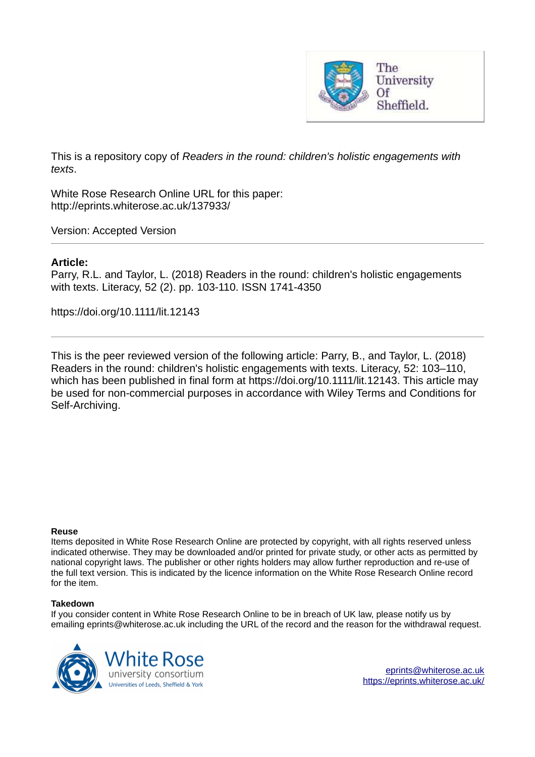This is a repository copy of *Readers in the round: children's holistic engagements with texts*.

White Rose Research Online URL for this paper:
http://eprints.whiterose.ac.uk/137933/

Version: Accepted Version

---

**Article:**

Parry, R.L. and Taylor, L. (2018) Readers in the round: children's holistic engagements with texts. Literacy, 52 (2). pp. 103-110. ISSN 1741-4350

https://doi.org/10.1111/lit.12143

---

This is the peer reviewed version of the following article: Parry, B., and Taylor, L. (2018) Readers in the round: children's holistic engagements with texts. Literacy, 52: 103–110, which has been published in final form at https://doi.org/10.1111/lit.12143. This article may be used for non-commercial purposes in accordance with Wiley Terms and Conditions for Self-Archiving.

**Reuse**

Items deposited in White Rose Research Online are protected by copyright, with all rights reserved unless indicated otherwise. They may be downloaded and/or printed for private study, or other acts as permitted by national copyright laws. The publisher or other rights holders may allow further reproduction and re-use of the full text version. This is indicated by the licence information on the White Rose Research Online record for the item.

**Takedown**

If you consider content in White Rose Research Online to be in breach of UK law, please notify us by emailing eprints@whiterose.ac.uk including the URL of the record and the reason for the withdrawal request.

eprints@whiterose.ac.uk
https://eprints.whiterose.ac.uk/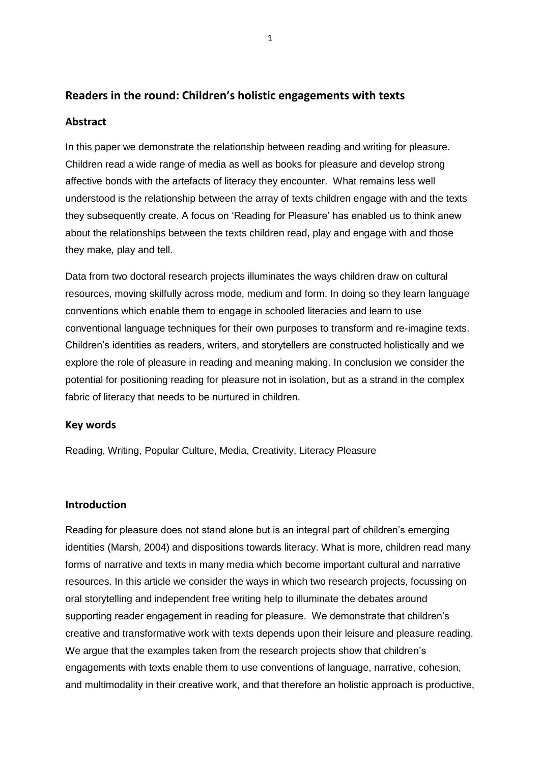## Readers in the round: Children's holistic engagements with texts

### Abstract

In this paper we demonstrate the relationship between reading and writing for pleasure. Children read a wide range of media as well as books for pleasure and develop strong affective bonds with the artefacts of literacy they encounter. What remains less well understood is the relationship between the array of texts children engage with and the texts they subsequently create. A focus on 'Reading for Pleasure' has enabled us to think anew about the relationships between the texts children read, play and engage with and those they make, play and tell.

Data from two doctoral research projects illuminates the ways children draw on cultural resources, moving skilfully across mode, medium and form. In doing so they learn language conventions which enable them to engage in schooled literacies and learn to use conventional language techniques for their own purposes to transform and re-imagine texts. Children's identities as readers, writers, and storytellers are constructed holistically and we explore the role of pleasure in reading and meaning making. In conclusion we consider the potential for positioning reading for pleasure not in isolation, but as a strand in the complex fabric of literacy that needs to be nurtured in children.

### Key words

Reading, Writing, Popular Culture, Media, Creativity, Literacy Pleasure

### Introduction

Reading for pleasure does not stand alone but is an integral part of children's emerging identities (Marsh, 2004) and dispositions towards literacy. What is more, children read many forms of narrative and texts in many media which become important cultural and narrative resources. In this article we consider the ways in which two research projects, focussing on oral storytelling and independent free writing help to illuminate the debates around supporting reader engagement in reading for pleasure. We demonstrate that children's creative and transformative work with texts depends upon their leisure and pleasure reading. We argue that the examples taken from the research projects show that children's engagements with texts enable them to use conventions of language, narrative, cohesion, and multimodality in their creative work, and that therefore an holistic approach is productive,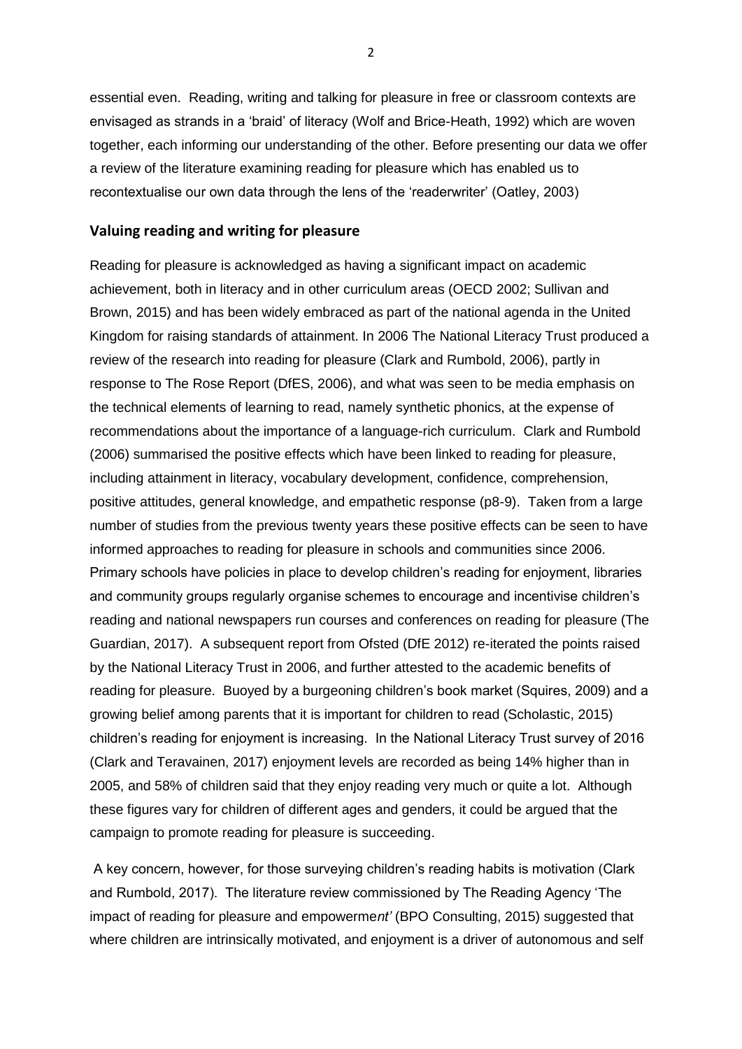essential even. Reading, writing and talking for pleasure in free or classroom contexts are envisaged as strands in a 'braid' of literacy (Wolf and Brice-Heath, 1992) which are woven together, each informing our understanding of the other. Before presenting our data we offer a review of the literature examining reading for pleasure which has enabled us to recontextualise our own data through the lens of the 'readerwriter' (Oatley, 2003)

## Valuing reading and writing for pleasure

Reading for pleasure is acknowledged as having a significant impact on academic achievement, both in literacy and in other curriculum areas (OECD 2002; Sullivan and Brown, 2015) and has been widely embraced as part of the national agenda in the United Kingdom for raising standards of attainment. In 2006 The National Literacy Trust produced a review of the research into reading for pleasure (Clark and Rumbold, 2006), partly in response to The Rose Report (DfES, 2006), and what was seen to be media emphasis on the technical elements of learning to read, namely synthetic phonics, at the expense of recommendations about the importance of a language-rich curriculum. Clark and Rumbold (2006) summarised the positive effects which have been linked to reading for pleasure, including attainment in literacy, vocabulary development, confidence, comprehension, positive attitudes, general knowledge, and empathetic response (p8-9). Taken from a large number of studies from the previous twenty years these positive effects can be seen to have informed approaches to reading for pleasure in schools and communities since 2006. Primary schools have policies in place to develop children's reading for enjoyment, libraries and community groups regularly organise schemes to encourage and incentivise children's reading and national newspapers run courses and conferences on reading for pleasure (The Guardian, 2017). A subsequent report from Ofsted (DfE 2012) re-iterated the points raised by the National Literacy Trust in 2006, and further attested to the academic benefits of reading for pleasure. Buoyed by a burgeoning children's book market (Squires, 2009) and a growing belief among parents that it is important for children to read (Scholastic, 2015) children's reading for enjoyment is increasing. In the National Literacy Trust survey of 2016 (Clark and Teravainen, 2017) enjoyment levels are recorded as being 14% higher than in 2005, and 58% of children said that they enjoy reading very much or quite a lot. Although these figures vary for children of different ages and genders, it could be argued that the campaign to promote reading for pleasure is succeeding.

A key concern, however, for those surveying children's reading habits is motivation (Clark and Rumbold, 2017). The literature review commissioned by The Reading Agency 'The impact of reading for pleasure and empowerme*nt'* (BPO Consulting, 2015) suggested that where children are intrinsically motivated, and enjoyment is a driver of autonomous and self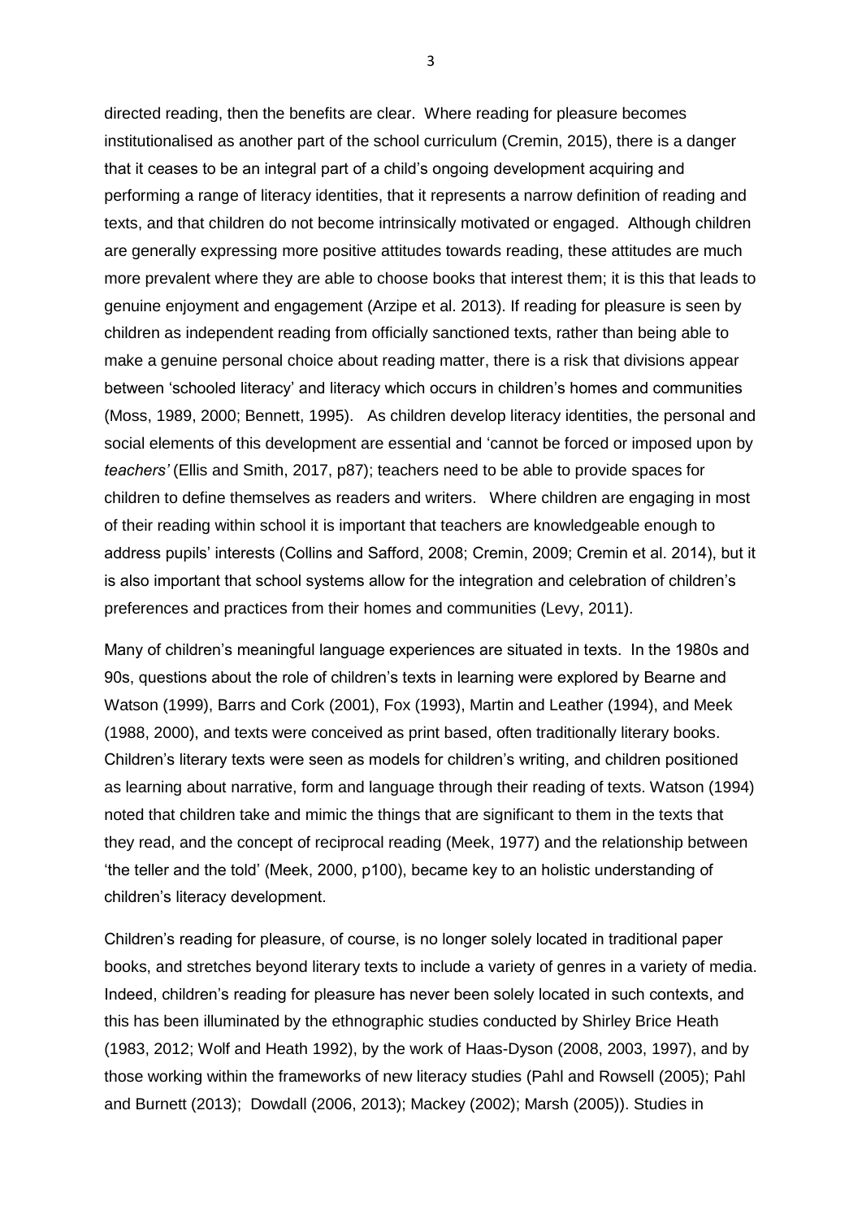directed reading, then the benefits are clear. Where reading for pleasure becomes institutionalised as another part of the school curriculum (Cremin, 2015), there is a danger that it ceases to be an integral part of a child's ongoing development acquiring and performing a range of literacy identities, that it represents a narrow definition of reading and texts, and that children do not become intrinsically motivated or engaged. Although children are generally expressing more positive attitudes towards reading, these attitudes are much more prevalent where they are able to choose books that interest them; it is this that leads to genuine enjoyment and engagement (Arzipe et al. 2013). If reading for pleasure is seen by children as independent reading from officially sanctioned texts, rather than being able to make a genuine personal choice about reading matter, there is a risk that divisions appear between 'schooled literacy' and literacy which occurs in children's homes and communities (Moss, 1989, 2000; Bennett, 1995). As children develop literacy identities, the personal and social elements of this development are essential and 'cannot be forced or imposed upon by *teachers'* (Ellis and Smith, 2017, p87); teachers need to be able to provide spaces for children to define themselves as readers and writers. Where children are engaging in most of their reading within school it is important that teachers are knowledgeable enough to address pupils' interests (Collins and Safford, 2008; Cremin, 2009; Cremin et al. 2014), but it is also important that school systems allow for the integration and celebration of children's preferences and practices from their homes and communities (Levy, 2011).

Many of children's meaningful language experiences are situated in texts. In the 1980s and 90s, questions about the role of children's texts in learning were explored by Bearne and Watson (1999), Barrs and Cork (2001), Fox (1993), Martin and Leather (1994), and Meek (1988, 2000), and texts were conceived as print based, often traditionally literary books. Children's literary texts were seen as models for children's writing, and children positioned as learning about narrative, form and language through their reading of texts. Watson (1994) noted that children take and mimic the things that are significant to them in the texts that they read, and the concept of reciprocal reading (Meek, 1977) and the relationship between 'the teller and the told' (Meek, 2000, p100), became key to an holistic understanding of children's literacy development.

Children's reading for pleasure, of course, is no longer solely located in traditional paper books, and stretches beyond literary texts to include a variety of genres in a variety of media. Indeed, children's reading for pleasure has never been solely located in such contexts, and this has been illuminated by the ethnographic studies conducted by Shirley Brice Heath (1983, 2012; Wolf and Heath 1992), by the work of Haas-Dyson (2008, 2003, 1997), and by those working within the frameworks of new literacy studies (Pahl and Rowsell (2005); Pahl and Burnett (2013); Dowdall (2006, 2013); Mackey (2002); Marsh (2005)). Studies in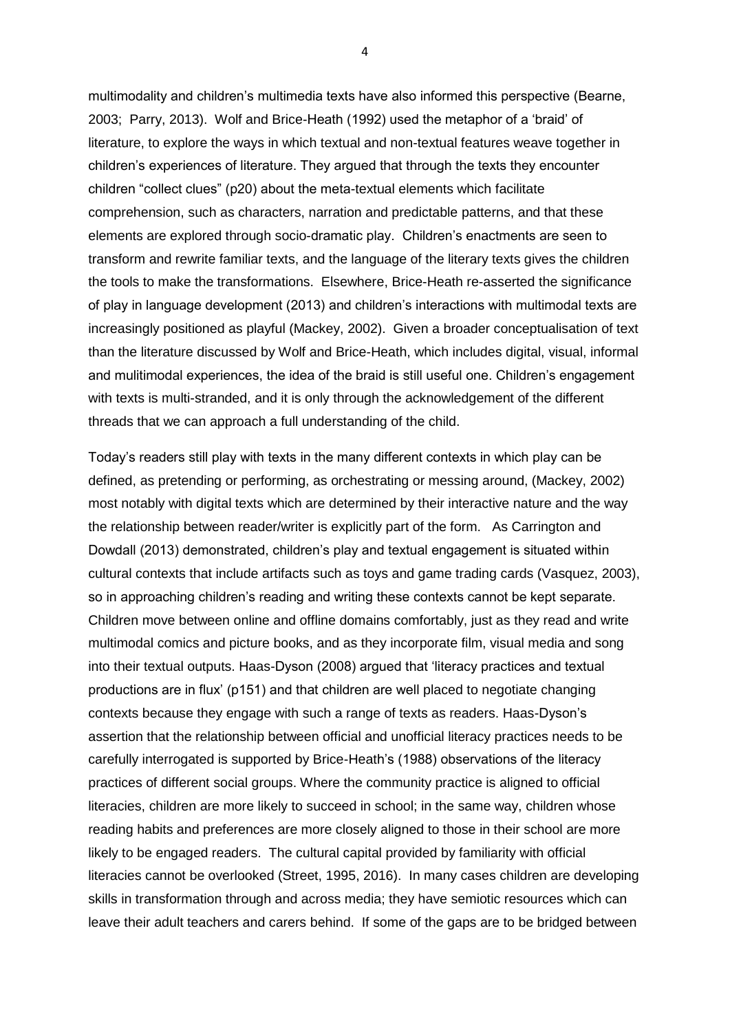multimodality and children's multimedia texts have also informed this perspective (Bearne, 2003; Parry, 2013). Wolf and Brice-Heath (1992) used the metaphor of a 'braid' of literature, to explore the ways in which textual and non-textual features weave together in children's experiences of literature. They argued that through the texts they encounter children "collect clues" (p20) about the meta-textual elements which facilitate comprehension, such as characters, narration and predictable patterns, and that these elements are explored through socio-dramatic play. Children's enactments are seen to transform and rewrite familiar texts, and the language of the literary texts gives the children the tools to make the transformations. Elsewhere, Brice-Heath re-asserted the significance of play in language development (2013) and children's interactions with multimodal texts are increasingly positioned as playful (Mackey, 2002). Given a broader conceptualisation of text than the literature discussed by Wolf and Brice-Heath, which includes digital, visual, informal and mulitimodal experiences, the idea of the braid is still useful one. Children's engagement with texts is multi-stranded, and it is only through the acknowledgement of the different threads that we can approach a full understanding of the child.

Today's readers still play with texts in the many different contexts in which play can be defined, as pretending or performing, as orchestrating or messing around, (Mackey, 2002) most notably with digital texts which are determined by their interactive nature and the way the relationship between reader/writer is explicitly part of the form. As Carrington and Dowdall (2013) demonstrated, children's play and textual engagement is situated within cultural contexts that include artifacts such as toys and game trading cards (Vasquez, 2003), so in approaching children's reading and writing these contexts cannot be kept separate. Children move between online and offline domains comfortably, just as they read and write multimodal comics and picture books, and as they incorporate film, visual media and song into their textual outputs. Haas-Dyson (2008) argued that 'literacy practices and textual productions are in flux' (p151) and that children are well placed to negotiate changing contexts because they engage with such a range of texts as readers. Haas-Dyson's assertion that the relationship between official and unofficial literacy practices needs to be carefully interrogated is supported by Brice-Heath's (1988) observations of the literacy practices of different social groups. Where the community practice is aligned to official literacies, children are more likely to succeed in school; in the same way, children whose reading habits and preferences are more closely aligned to those in their school are more likely to be engaged readers. The cultural capital provided by familiarity with official literacies cannot be overlooked (Street, 1995, 2016). In many cases children are developing skills in transformation through and across media; they have semiotic resources which can leave their adult teachers and carers behind. If some of the gaps are to be bridged between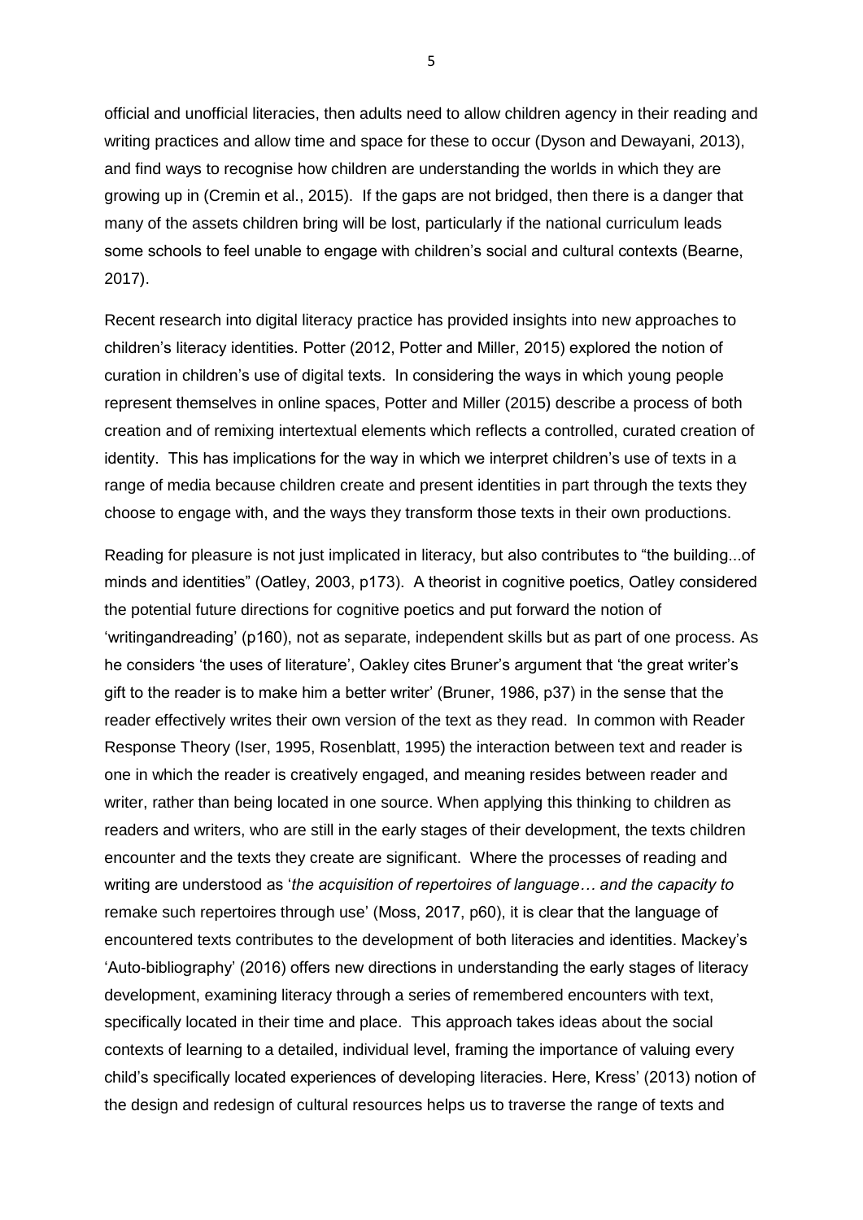official and unofficial literacies, then adults need to allow children agency in their reading and writing practices and allow time and space for these to occur (Dyson and Dewayani, 2013), and find ways to recognise how children are understanding the worlds in which they are growing up in (Cremin et al., 2015). If the gaps are not bridged, then there is a danger that many of the assets children bring will be lost, particularly if the national curriculum leads some schools to feel unable to engage with children's social and cultural contexts (Bearne, 2017).

Recent research into digital literacy practice has provided insights into new approaches to children's literacy identities. Potter (2012, Potter and Miller, 2015) explored the notion of curation in children's use of digital texts. In considering the ways in which young people represent themselves in online spaces, Potter and Miller (2015) describe a process of both creation and of remixing intertextual elements which reflects a controlled, curated creation of identity. This has implications for the way in which we interpret children's use of texts in a range of media because children create and present identities in part through the texts they choose to engage with, and the ways they transform those texts in their own productions.

Reading for pleasure is not just implicated in literacy, but also contributes to "the building...of minds and identities" (Oatley, 2003, p173). A theorist in cognitive poetics, Oatley considered the potential future directions for cognitive poetics and put forward the notion of 'writingandreading' (p160), not as separate, independent skills but as part of one process. As he considers 'the uses of literature', Oakley cites Bruner's argument that 'the great writer's gift to the reader is to make him a better writer' (Bruner, 1986, p37) in the sense that the reader effectively writes their own version of the text as they read. In common with Reader Response Theory (Iser, 1995, Rosenblatt, 1995) the interaction between text and reader is one in which the reader is creatively engaged, and meaning resides between reader and writer, rather than being located in one source. When applying this thinking to children as readers and writers, who are still in the early stages of their development, the texts children encounter and the texts they create are significant. Where the processes of reading and writing are understood as '*the acquisition of repertoires of language… and the capacity to* remake such repertoires through use' (Moss, 2017, p60), it is clear that the language of encountered texts contributes to the development of both literacies and identities. Mackey's 'Auto-bibliography' (2016) offers new directions in understanding the early stages of literacy development, examining literacy through a series of remembered encounters with text, specifically located in their time and place. This approach takes ideas about the social contexts of learning to a detailed, individual level, framing the importance of valuing every child's specifically located experiences of developing literacies. Here, Kress' (2013) notion of the design and redesign of cultural resources helps us to traverse the range of texts and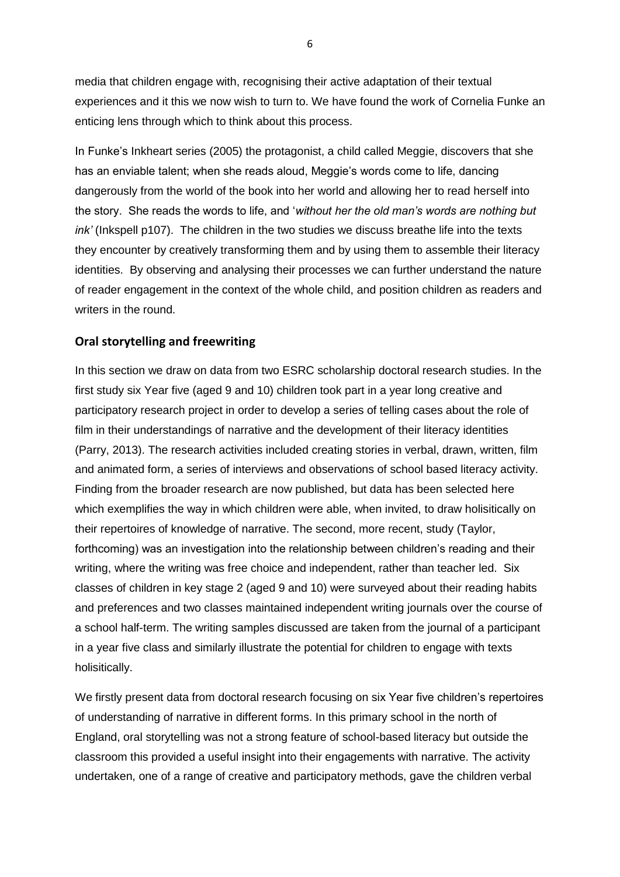media that children engage with, recognising their active adaptation of their textual experiences and it this we now wish to turn to. We have found the work of Cornelia Funke an enticing lens through which to think about this process.

In Funke's Inkheart series (2005) the protagonist, a child called Meggie, discovers that she has an enviable talent; when she reads aloud, Meggie's words come to life, dancing dangerously from the world of the book into her world and allowing her to read herself into the story. She reads the words to life, and '*without her the old man's words are nothing but ink'* (Inkspell p107). The children in the two studies we discuss breathe life into the texts they encounter by creatively transforming them and by using them to assemble their literacy identities. By observing and analysing their processes we can further understand the nature of reader engagement in the context of the whole child, and position children as readers and writers in the round.

## Oral storytelling and freewriting

In this section we draw on data from two ESRC scholarship doctoral research studies. In the first study six Year five (aged 9 and 10) children took part in a year long creative and participatory research project in order to develop a series of telling cases about the role of film in their understandings of narrative and the development of their literacy identities (Parry, 2013). The research activities included creating stories in verbal, drawn, written, film and animated form, a series of interviews and observations of school based literacy activity. Finding from the broader research are now published, but data has been selected here which exemplifies the way in which children were able, when invited, to draw holisitically on their repertoires of knowledge of narrative. The second, more recent, study (Taylor, forthcoming) was an investigation into the relationship between children's reading and their writing, where the writing was free choice and independent, rather than teacher led. Six classes of children in key stage 2 (aged 9 and 10) were surveyed about their reading habits and preferences and two classes maintained independent writing journals over the course of a school half-term. The writing samples discussed are taken from the journal of a participant in a year five class and similarly illustrate the potential for children to engage with texts holisitically.

We firstly present data from doctoral research focusing on six Year five children's repertoires of understanding of narrative in different forms. In this primary school in the north of England, oral storytelling was not a strong feature of school-based literacy but outside the classroom this provided a useful insight into their engagements with narrative. The activity undertaken, one of a range of creative and participatory methods, gave the children verbal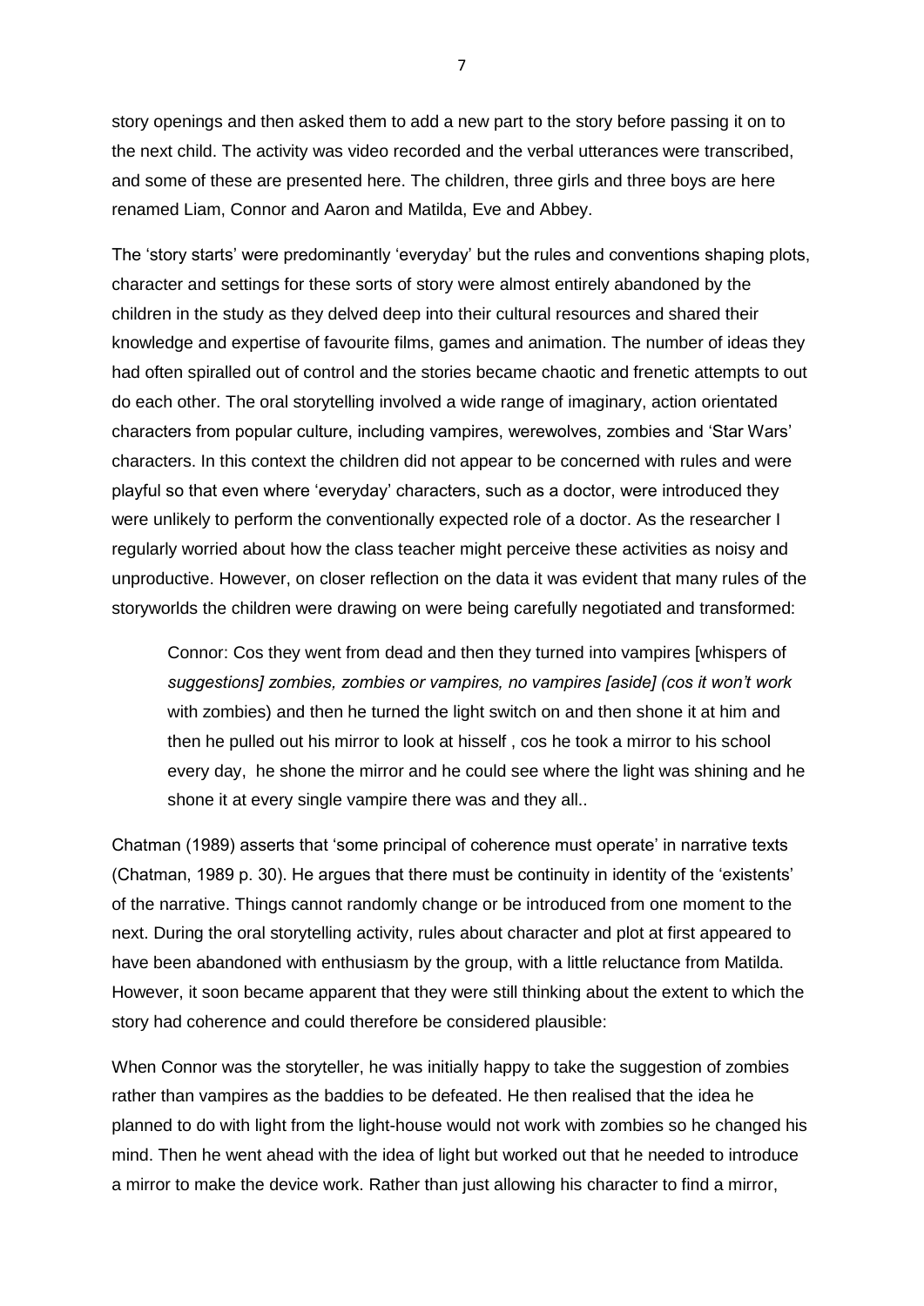story openings and then asked them to add a new part to the story before passing it on to the next child. The activity was video recorded and the verbal utterances were transcribed, and some of these are presented here. The children, three girls and three boys are here renamed Liam, Connor and Aaron and Matilda, Eve and Abbey.

The 'story starts' were predominantly 'everyday' but the rules and conventions shaping plots, character and settings for these sorts of story were almost entirely abandoned by the children in the study as they delved deep into their cultural resources and shared their knowledge and expertise of favourite films, games and animation. The number of ideas they had often spiralled out of control and the stories became chaotic and frenetic attempts to out do each other. The oral storytelling involved a wide range of imaginary, action orientated characters from popular culture, including vampires, werewolves, zombies and 'Star Wars' characters. In this context the children did not appear to be concerned with rules and were playful so that even where 'everyday' characters, such as a doctor, were introduced they were unlikely to perform the conventionally expected role of a doctor. As the researcher I regularly worried about how the class teacher might perceive these activities as noisy and unproductive. However, on closer reflection on the data it was evident that many rules of the storyworlds the children were drawing on were being carefully negotiated and transformed:

> Connor: Cos they went from dead and then they turned into vampires [whispers of *suggestions] zombies, zombies or vampires, no vampires [aside] (cos it won't work* with zombies) and then he turned the light switch on and then shone it at him and then he pulled out his mirror to look at hisself , cos he took a mirror to his school every day, he shone the mirror and he could see where the light was shining and he shone it at every single vampire there was and they all..

Chatman (1989) asserts that 'some principal of coherence must operate' in narrative texts (Chatman, 1989 p. 30). He argues that there must be continuity in identity of the 'existents' of the narrative. Things cannot randomly change or be introduced from one moment to the next. During the oral storytelling activity, rules about character and plot at first appeared to have been abandoned with enthusiasm by the group, with a little reluctance from Matilda. However, it soon became apparent that they were still thinking about the extent to which the story had coherence and could therefore be considered plausible:

When Connor was the storyteller, he was initially happy to take the suggestion of zombies rather than vampires as the baddies to be defeated. He then realised that the idea he planned to do with light from the light-house would not work with zombies so he changed his mind. Then he went ahead with the idea of light but worked out that he needed to introduce a mirror to make the device work. Rather than just allowing his character to find a mirror,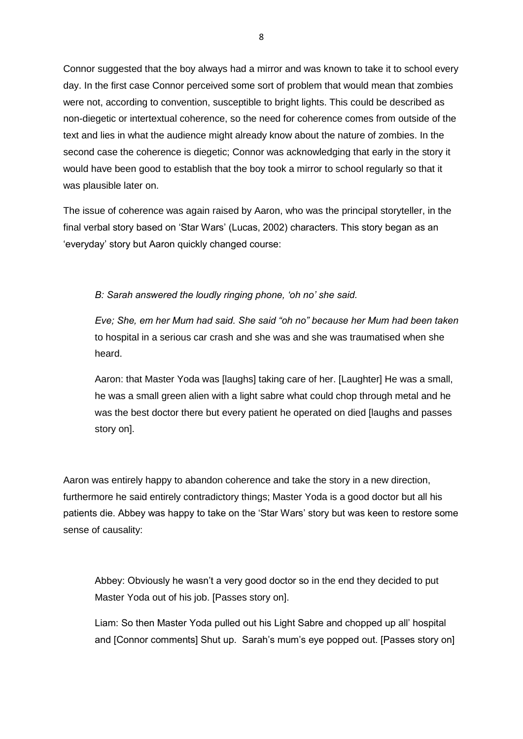Connor suggested that the boy always had a mirror and was known to take it to school every day. In the first case Connor perceived some sort of problem that would mean that zombies were not, according to convention, susceptible to bright lights. This could be described as non-diegetic or intertextual coherence, so the need for coherence comes from outside of the text and lies in what the audience might already know about the nature of zombies. In the second case the coherence is diegetic; Connor was acknowledging that early in the story it would have been good to establish that the boy took a mirror to school regularly so that it was plausible later on.

The issue of coherence was again raised by Aaron, who was the principal storyteller, in the final verbal story based on 'Star Wars' (Lucas, 2002) characters. This story began as an 'everyday' story but Aaron quickly changed course:

> *B: Sarah answered the loudly ringing phone, 'oh no' she said.*
>
> *Eve; She, em her Mum had said. She said "oh no" because her Mum had been taken* to hospital in a serious car crash and she was and she was traumatised when she heard.
>
> Aaron: that Master Yoda was [laughs] taking care of her. [Laughter] He was a small, he was a small green alien with a light sabre what could chop through metal and he was the best doctor there but every patient he operated on died [laughs and passes story on].

Aaron was entirely happy to abandon coherence and take the story in a new direction, furthermore he said entirely contradictory things; Master Yoda is a good doctor but all his patients die. Abbey was happy to take on the 'Star Wars' story but was keen to restore some sense of causality:

> Abbey: Obviously he wasn't a very good doctor so in the end they decided to put Master Yoda out of his job. [Passes story on].
>
> Liam: So then Master Yoda pulled out his Light Sabre and chopped up all' hospital and [Connor comments] Shut up. Sarah's mum's eye popped out. [Passes story on]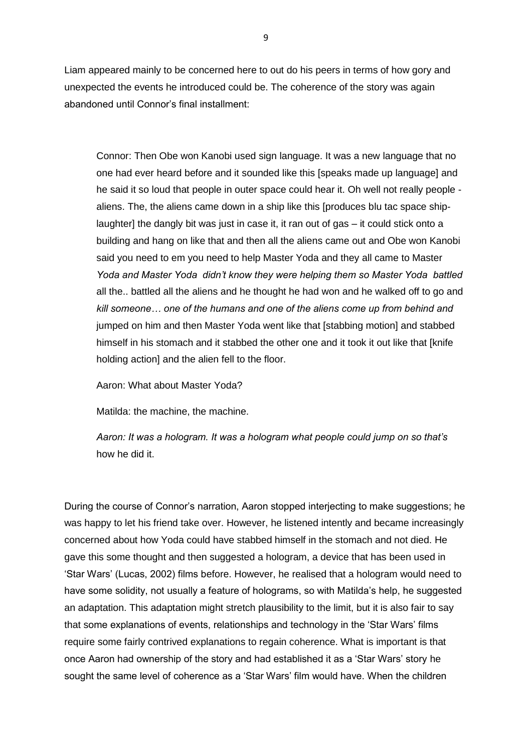Liam appeared mainly to be concerned here to out do his peers in terms of how gory and unexpected the events he introduced could be. The coherence of the story was again abandoned until Connor's final installment:

> Connor: Then Obe won Kanobi used sign language. It was a new language that no one had ever heard before and it sounded like this [speaks made up language] and he said it so loud that people in outer space could hear it. Oh well not really people - aliens. The, the aliens came down in a ship like this [produces blu tac space ship- laughter] the dangly bit was just in case it, it ran out of gas – it could stick onto a building and hang on like that and then all the aliens came out and Obe won Kanobi said you need to em you need to help Master Yoda and they all came to Master *Yoda and Master Yoda didn't know they were helping them so Master Yoda battled* all the.. battled all the aliens and he thought he had won and he walked off to go and *kill someone… one of the humans and one of the aliens come up from behind and* jumped on him and then Master Yoda went like that [stabbing motion] and stabbed himself in his stomach and it stabbed the other one and it took it out like that [knife holding action] and the alien fell to the floor.
>
> Aaron: What about Master Yoda?
>
> Matilda: the machine, the machine.
>
> *Aaron: It was a hologram. It was a hologram what people could jump on so that's* how he did it.

During the course of Connor's narration, Aaron stopped interjecting to make suggestions; he was happy to let his friend take over. However, he listened intently and became increasingly concerned about how Yoda could have stabbed himself in the stomach and not died. He gave this some thought and then suggested a hologram, a device that has been used in 'Star Wars' (Lucas, 2002) films before. However, he realised that a hologram would need to have some solidity, not usually a feature of holograms, so with Matilda's help, he suggested an adaptation. This adaptation might stretch plausibility to the limit, but it is also fair to say that some explanations of events, relationships and technology in the 'Star Wars' films require some fairly contrived explanations to regain coherence. What is important is that once Aaron had ownership of the story and had established it as a 'Star Wars' story he sought the same level of coherence as a 'Star Wars' film would have. When the children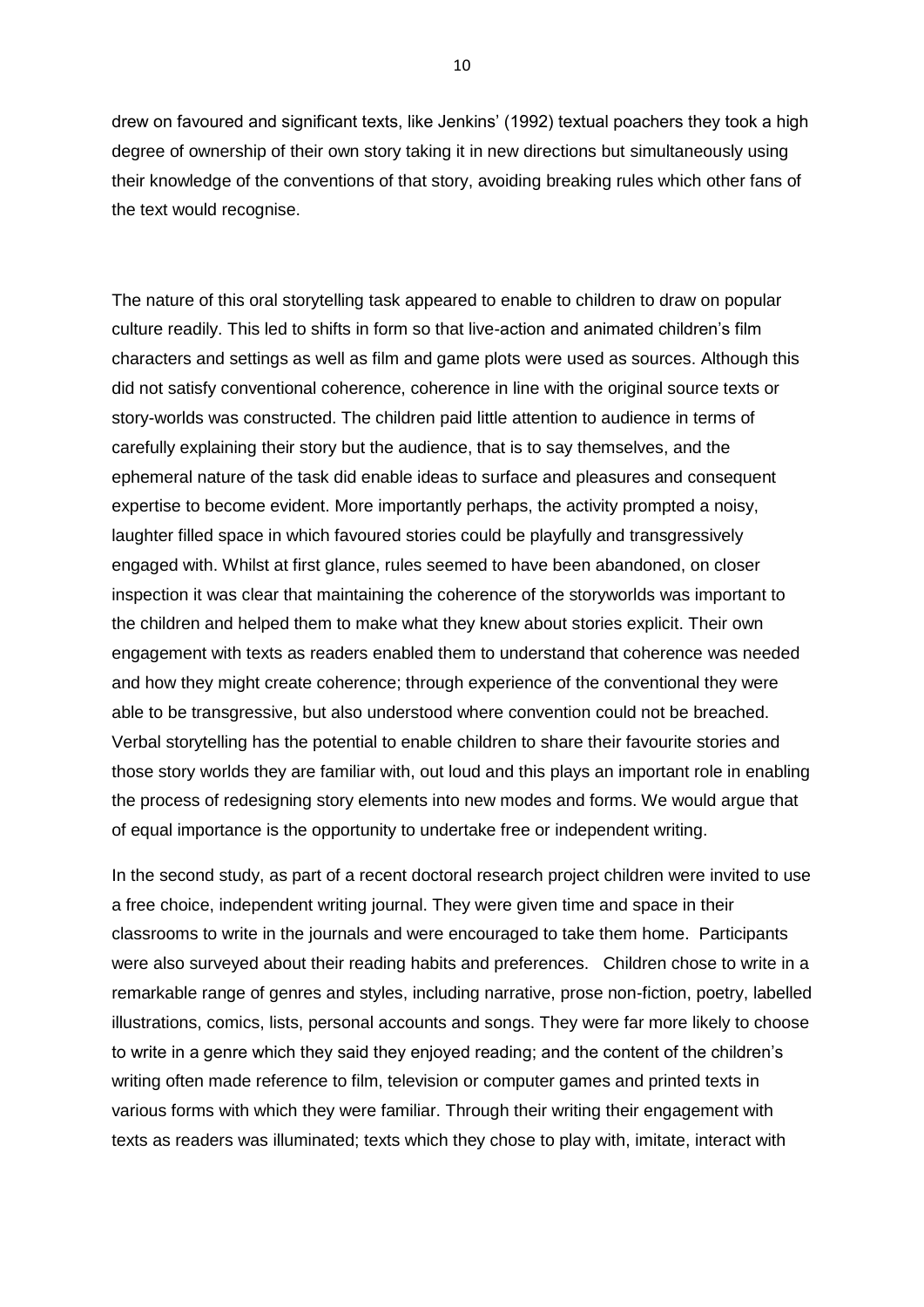drew on favoured and significant texts, like Jenkins' (1992) textual poachers they took a high degree of ownership of their own story taking it in new directions but simultaneously using their knowledge of the conventions of that story, avoiding breaking rules which other fans of the text would recognise.

The nature of this oral storytelling task appeared to enable to children to draw on popular culture readily. This led to shifts in form so that live-action and animated children's film characters and settings as well as film and game plots were used as sources. Although this did not satisfy conventional coherence, coherence in line with the original source texts or story-worlds was constructed. The children paid little attention to audience in terms of carefully explaining their story but the audience, that is to say themselves, and the ephemeral nature of the task did enable ideas to surface and pleasures and consequent expertise to become evident. More importantly perhaps, the activity prompted a noisy, laughter filled space in which favoured stories could be playfully and transgressively engaged with. Whilst at first glance, rules seemed to have been abandoned, on closer inspection it was clear that maintaining the coherence of the storyworlds was important to the children and helped them to make what they knew about stories explicit. Their own engagement with texts as readers enabled them to understand that coherence was needed and how they might create coherence; through experience of the conventional they were able to be transgressive, but also understood where convention could not be breached. Verbal storytelling has the potential to enable children to share their favourite stories and those story worlds they are familiar with, out loud and this plays an important role in enabling the process of redesigning story elements into new modes and forms. We would argue that of equal importance is the opportunity to undertake free or independent writing.

In the second study, as part of a recent doctoral research project children were invited to use a free choice, independent writing journal. They were given time and space in their classrooms to write in the journals and were encouraged to take them home. Participants were also surveyed about their reading habits and preferences. Children chose to write in a remarkable range of genres and styles, including narrative, prose non-fiction, poetry, labelled illustrations, comics, lists, personal accounts and songs. They were far more likely to choose to write in a genre which they said they enjoyed reading; and the content of the children's writing often made reference to film, television or computer games and printed texts in various forms with which they were familiar. Through their writing their engagement with texts as readers was illuminated; texts which they chose to play with, imitate, interact with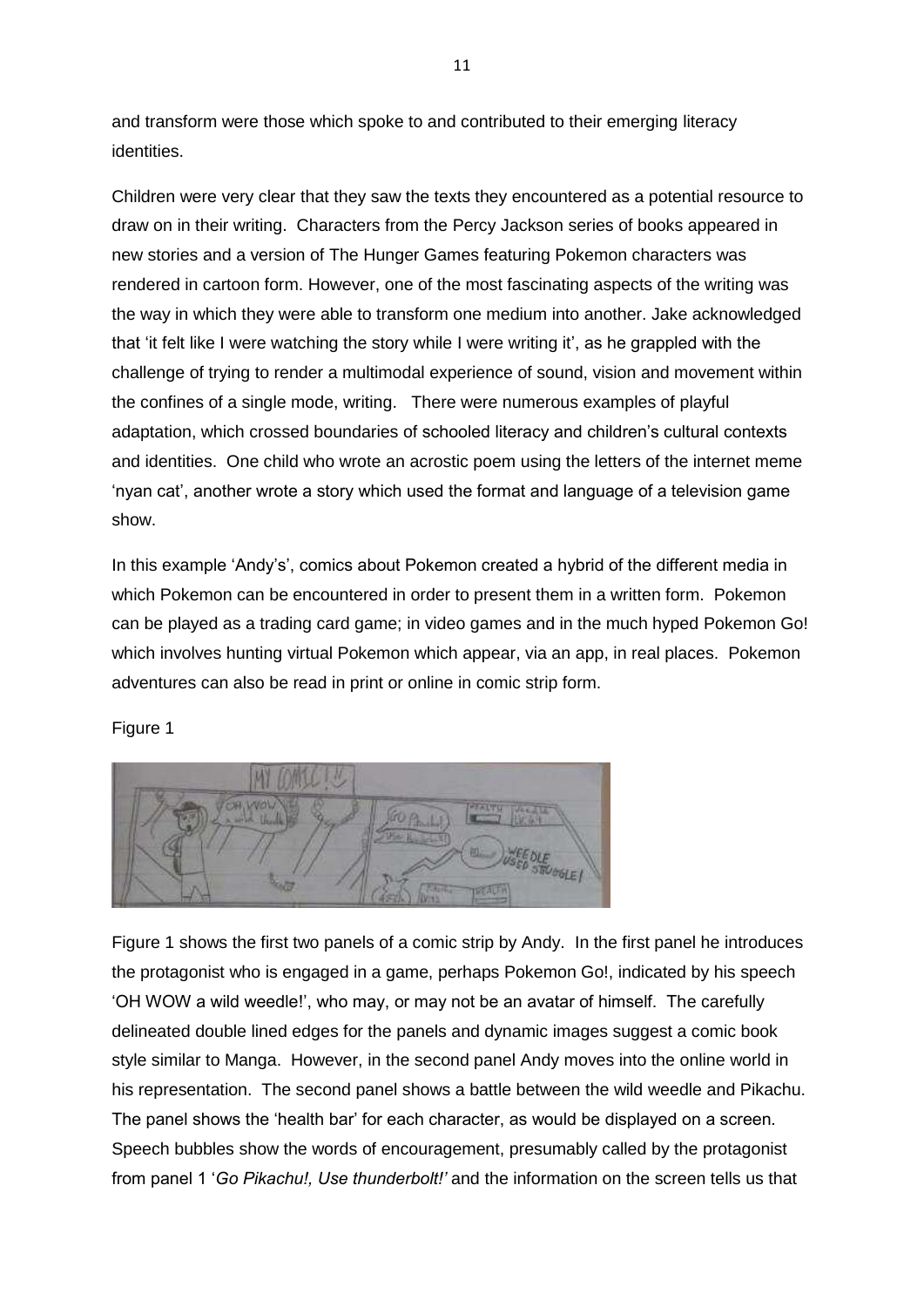and transform were those which spoke to and contributed to their emerging literacy identities.

Children were very clear that they saw the texts they encountered as a potential resource to draw on in their writing. Characters from the Percy Jackson series of books appeared in new stories and a version of The Hunger Games featuring Pokemon characters was rendered in cartoon form. However, one of the most fascinating aspects of the writing was the way in which they were able to transform one medium into another. Jake acknowledged that 'it felt like I were watching the story while I were writing it', as he grappled with the challenge of trying to render a multimodal experience of sound, vision and movement within the confines of a single mode, writing. There were numerous examples of playful adaptation, which crossed boundaries of schooled literacy and children's cultural contexts and identities. One child who wrote an acrostic poem using the letters of the internet meme 'nyan cat', another wrote a story which used the format and language of a television game show.

In this example 'Andy's', comics about Pokemon created a hybrid of the different media in which Pokemon can be encountered in order to present them in a written form. Pokemon can be played as a trading card game; in video games and in the much hyped Pokemon Go! which involves hunting virtual Pokemon which appear, via an app, in real places. Pokemon adventures can also be read in print or online in comic strip form.

Figure 1

Figure 1 shows the first two panels of a comic strip by Andy. In the first panel he introduces the protagonist who is engaged in a game, perhaps Pokemon Go!, indicated by his speech 'OH WOW a wild weedle!', who may, or may not be an avatar of himself. The carefully delineated double lined edges for the panels and dynamic images suggest a comic book style similar to Manga. However, in the second panel Andy moves into the online world in his representation. The second panel shows a battle between the wild weedle and Pikachu. The panel shows the 'health bar' for each character, as would be displayed on a screen. Speech bubbles show the words of encouragement, presumably called by the protagonist from panel 1 '*Go Pikachu!, Use thunderbolt!'* and the information on the screen tells us that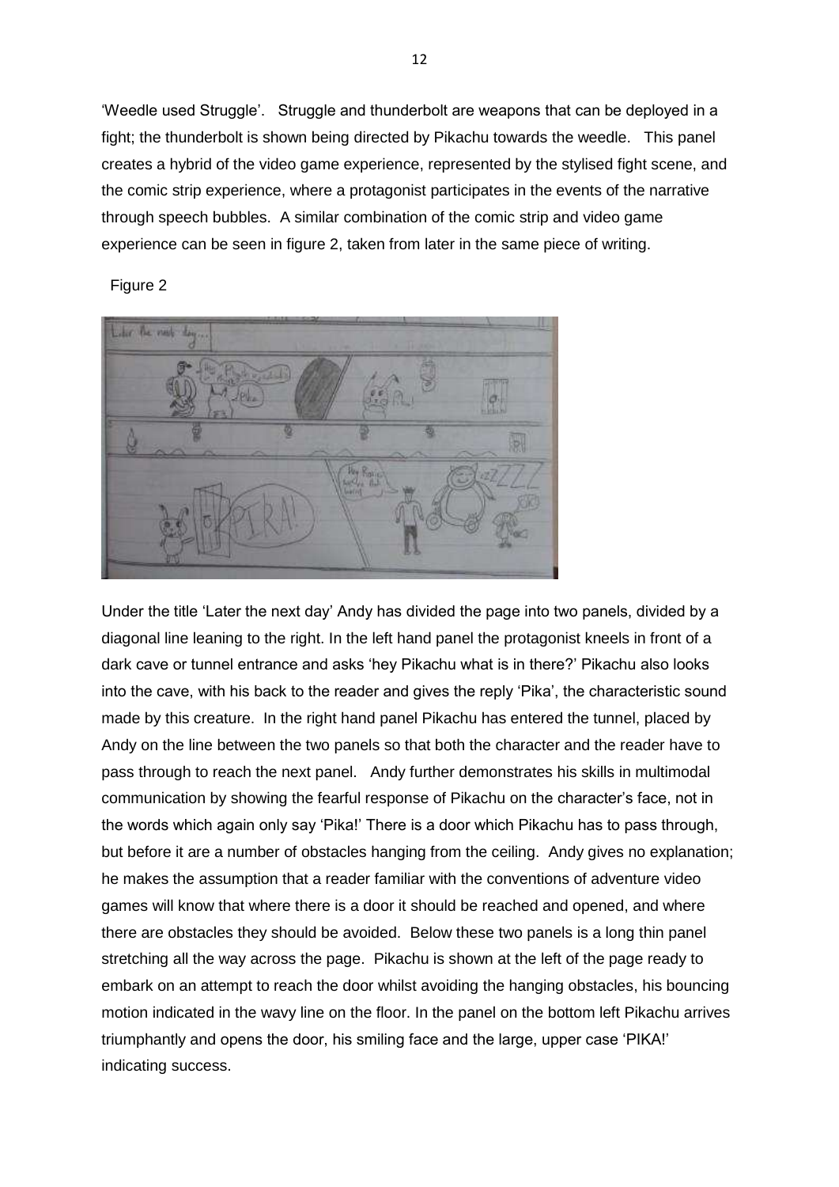'Weedle used Struggle'. Struggle and thunderbolt are weapons that can be deployed in a fight; the thunderbolt is shown being directed by Pikachu towards the weedle. This panel creates a hybrid of the video game experience, represented by the stylised fight scene, and the comic strip experience, where a protagonist participates in the events of the narrative through speech bubbles. A similar combination of the comic strip and video game experience can be seen in figure 2, taken from later in the same piece of writing.

Figure 2

Under the title 'Later the next day' Andy has divided the page into two panels, divided by a diagonal line leaning to the right. In the left hand panel the protagonist kneels in front of a dark cave or tunnel entrance and asks 'hey Pikachu what is in there?' Pikachu also looks into the cave, with his back to the reader and gives the reply 'Pika', the characteristic sound made by this creature. In the right hand panel Pikachu has entered the tunnel, placed by Andy on the line between the two panels so that both the character and the reader have to pass through to reach the next panel. Andy further demonstrates his skills in multimodal communication by showing the fearful response of Pikachu on the character's face, not in the words which again only say 'Pika!' There is a door which Pikachu has to pass through, but before it are a number of obstacles hanging from the ceiling. Andy gives no explanation; he makes the assumption that a reader familiar with the conventions of adventure video games will know that where there is a door it should be reached and opened, and where there are obstacles they should be avoided. Below these two panels is a long thin panel stretching all the way across the page. Pikachu is shown at the left of the page ready to embark on an attempt to reach the door whilst avoiding the hanging obstacles, his bouncing motion indicated in the wavy line on the floor. In the panel on the bottom left Pikachu arrives triumphantly and opens the door, his smiling face and the large, upper case 'PIKA!' indicating success.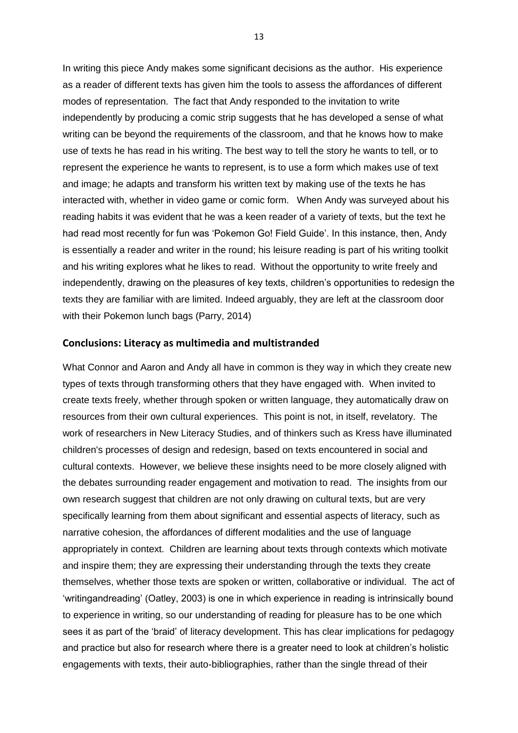In writing this piece Andy makes some significant decisions as the author. His experience as a reader of different texts has given him the tools to assess the affordances of different modes of representation. The fact that Andy responded to the invitation to write independently by producing a comic strip suggests that he has developed a sense of what writing can be beyond the requirements of the classroom, and that he knows how to make use of texts he has read in his writing. The best way to tell the story he wants to tell, or to represent the experience he wants to represent, is to use a form which makes use of text and image; he adapts and transform his written text by making use of the texts he has interacted with, whether in video game or comic form. When Andy was surveyed about his reading habits it was evident that he was a keen reader of a variety of texts, but the text he had read most recently for fun was 'Pokemon Go! Field Guide'. In this instance, then, Andy is essentially a reader and writer in the round; his leisure reading is part of his writing toolkit and his writing explores what he likes to read. Without the opportunity to write freely and independently, drawing on the pleasures of key texts, children's opportunities to redesign the texts they are familiar with are limited. Indeed arguably, they are left at the classroom door with their Pokemon lunch bags (Parry, 2014)

## Conclusions: Literacy as multimedia and multistranded

What Connor and Aaron and Andy all have in common is they way in which they create new types of texts through transforming others that they have engaged with. When invited to create texts freely, whether through spoken or written language, they automatically draw on resources from their own cultural experiences. This point is not, in itself, revelatory. The work of researchers in New Literacy Studies, and of thinkers such as Kress have illuminated children's processes of design and redesign, based on texts encountered in social and cultural contexts. However, we believe these insights need to be more closely aligned with the debates surrounding reader engagement and motivation to read. The insights from our own research suggest that children are not only drawing on cultural texts, but are very specifically learning from them about significant and essential aspects of literacy, such as narrative cohesion, the affordances of different modalities and the use of language appropriately in context. Children are learning about texts through contexts which motivate and inspire them; they are expressing their understanding through the texts they create themselves, whether those texts are spoken or written, collaborative or individual. The act of 'writingandreading' (Oatley, 2003) is one in which experience in reading is intrinsically bound to experience in writing, so our understanding of reading for pleasure has to be one which sees it as part of the 'braid' of literacy development. This has clear implications for pedagogy and practice but also for research where there is a greater need to look at children's holistic engagements with texts, their auto-bibliographies, rather than the single thread of their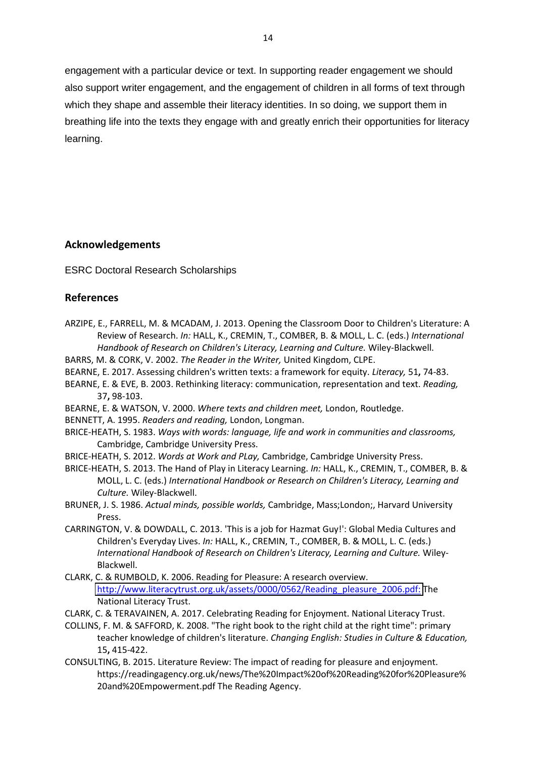engagement with a particular device or text. In supporting reader engagement we should also support writer engagement, and the engagement of children in all forms of text through which they shape and assemble their literacy identities. In so doing, we support them in breathing life into the texts they engage with and greatly enrich their opportunities for literacy learning.

## Acknowledgements

ESRC Doctoral Research Scholarships

## References

ARZIPE, E., FARRELL, M. & MCADAM, J. 2013. Opening the Classroom Door to Children's Literature: A Review of Research. *In:* HALL, K., CREMIN, T., COMBER, B. & MOLL, L. C. (eds.) *International Handbook of Research on Children's Literacy, Learning and Culture.* Wiley-Blackwell.

BARRS, M. & CORK, V. 2002. *The Reader in the Writer,* United Kingdom, CLPE.

BEARNE, E. 2017. Assessing children's written texts: a framework for equity. *Literacy,* 51**,** 74-83.

BEARNE, E. & EVE, B. 2003. Rethinking literacy: communication, representation and text. *Reading,* 37**,** 98-103.

BEARNE, E. & WATSON, V. 2000. *Where texts and children meet,* London, Routledge.

BENNETT, A. 1995. *Readers and reading,* London, Longman.

BRICE-HEATH, S. 1983. *Ways with words: language, life and work in communities and classrooms,* Cambridge, Cambridge University Press.

BRICE-HEATH, S. 2012. *Words at Work and PLay,* Cambridge, Cambridge University Press.

BRICE-HEATH, S. 2013. The Hand of Play in Literacy Learning. *In:* HALL, K., CREMIN, T., COMBER, B. & MOLL, L. C. (eds.) *International Handbook or Research on Children's Literacy, Learning and Culture.* Wiley-Blackwell.

BRUNER, J. S. 1986. *Actual minds, possible worlds,* Cambridge, Mass;London;, Harvard University Press.

CARRINGTON, V. & DOWDALL, C. 2013. 'This is a job for Hazmat Guy!': Global Media Cultures and Children's Everyday Lives. *In:* HALL, K., CREMIN, T., COMBER, B. & MOLL, L. C. (eds.) *International Handbook of Research on Children's Literacy, Learning and Culture.* Wiley-Blackwell.

CLARK, C. & RUMBOLD, K. 2006. Reading for Pleasure: A research overview. http://www.literacytrust.org.uk/assets/0000/0562/Reading_pleasure_2006.pdf: The National Literacy Trust.

CLARK, C. & TERAVAINEN, A. 2017. Celebrating Reading for Enjoyment. National Literacy Trust.

COLLINS, F. M. & SAFFORD, K. 2008. "The right book to the right child at the right time": primary teacher knowledge of children's literature. *Changing English: Studies in Culture & Education,* 15**,** 415-422.

CONSULTING, B. 2015. Literature Review: The impact of reading for pleasure and enjoyment. https://readingagency.org.uk/news/The%20Impact%20of%20Reading%20for%20Pleasure%20and%20Empowerment.pdf The Reading Agency.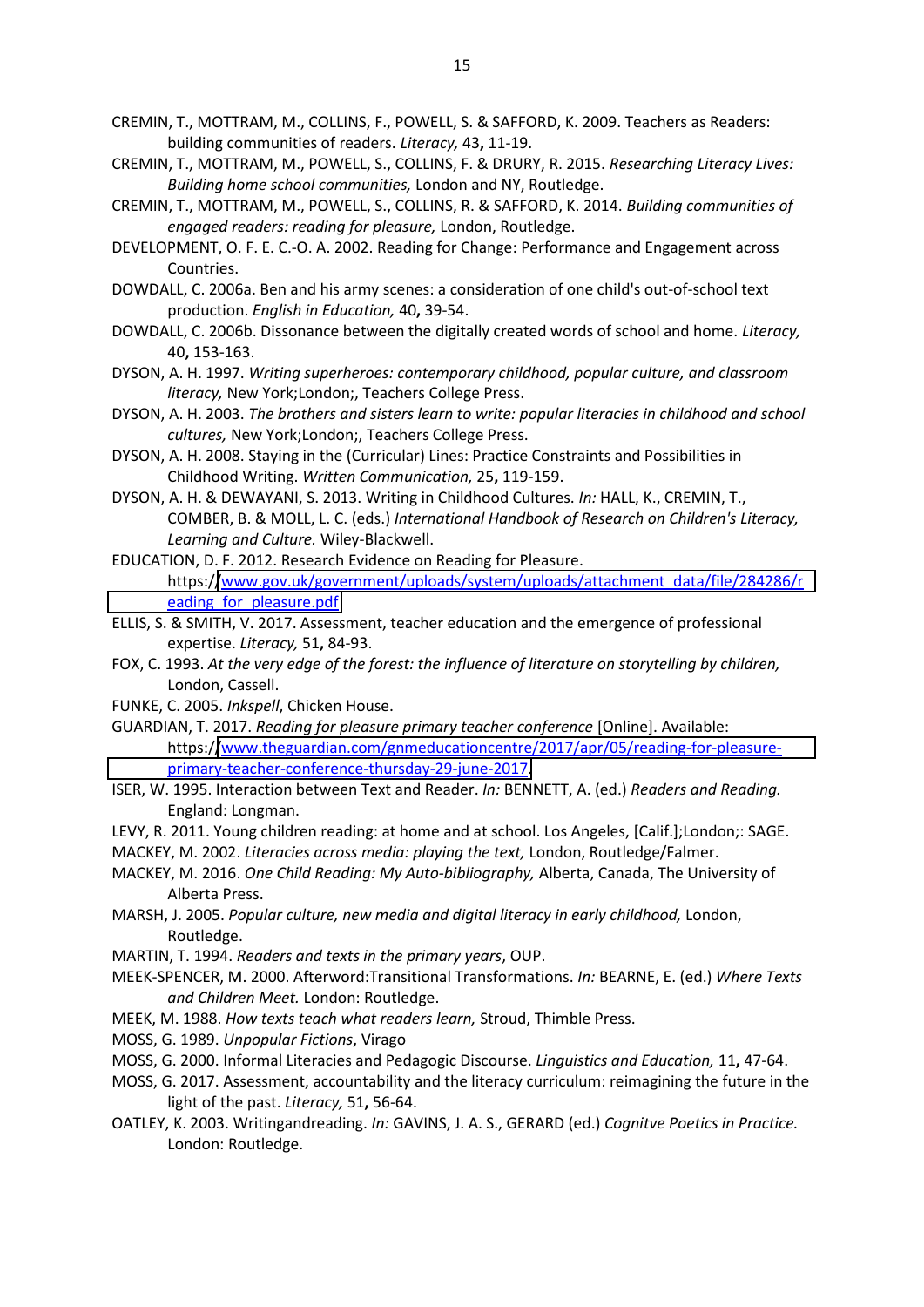CREMIN, T., MOTTRAM, M., COLLINS, F., POWELL, S. & SAFFORD, K. 2009. Teachers as Readers: building communities of readers. *Literacy,* 43**,** 11-19.

CREMIN, T., MOTTRAM, M., POWELL, S., COLLINS, F. & DRURY, R. 2015. *Researching Literacy Lives: Building home school communities,* London and NY, Routledge.

CREMIN, T., MOTTRAM, M., POWELL, S., COLLINS, R. & SAFFORD, K. 2014. *Building communities of engaged readers: reading for pleasure,* London, Routledge.

DEVELOPMENT, O. F. E. C.-O. A. 2002. Reading for Change: Performance and Engagement across Countries.

DOWDALL, C. 2006a. Ben and his army scenes: a consideration of one child's out-of-school text production. *English in Education,* 40**,** 39-54.

DOWDALL, C. 2006b. Dissonance between the digitally created words of school and home. *Literacy,* 40**,** 153-163.

DYSON, A. H. 1997. *Writing superheroes: contemporary childhood, popular culture, and classroom literacy,* New York;London;, Teachers College Press.

DYSON, A. H. 2003. *The brothers and sisters learn to write: popular literacies in childhood and school cultures,* New York;London;, Teachers College Press.

DYSON, A. H. 2008. Staying in the (Curricular) Lines: Practice Constraints and Possibilities in Childhood Writing. *Written Communication,* 25**,** 119-159.

DYSON, A. H. & DEWAYANI, S. 2013. Writing in Childhood Cultures. *In:* HALL, K., CREMIN, T., COMBER, B. & MOLL, L. C. (eds.) *International Handbook of Research on Children's Literacy, Learning and Culture.* Wiley-Blackwell.

EDUCATION, D. F. 2012. Research Evidence on Reading for Pleasure. https://www.gov.uk/government/uploads/system/uploads/attachment_data/file/284286/reading_for_pleasure.pdf

ELLIS, S. & SMITH, V. 2017. Assessment, teacher education and the emergence of professional expertise. *Literacy,* 51**,** 84-93.

FOX, C. 1993. *At the very edge of the forest: the influence of literature on storytelling by children,* London, Cassell.

FUNKE, C. 2005. *Inkspell*, Chicken House.

GUARDIAN, T. 2017. *Reading for pleasure primary teacher conference* [Online]. Available: https://www.theguardian.com/gnmeducationcentre/2017/apr/05/reading-for-pleasure-primary-teacher-conference-thursday-29-june-2017.

ISER, W. 1995. Interaction between Text and Reader. *In:* BENNETT, A. (ed.) *Readers and Reading.* England: Longman.

LEVY, R. 2011. Young children reading: at home and at school. Los Angeles, [Calif.];London;: SAGE.

MACKEY, M. 2002. *Literacies across media: playing the text,* London, Routledge/Falmer.

MACKEY, M. 2016. *One Child Reading: My Auto-bibliography,* Alberta, Canada, The University of Alberta Press.

MARSH, J. 2005. *Popular culture, new media and digital literacy in early childhood,* London, Routledge.

MARTIN, T. 1994. *Readers and texts in the primary years*, OUP.

MEEK-SPENCER, M. 2000. Afterword:Transitional Transformations. *In:* BEARNE, E. (ed.) *Where Texts and Children Meet.* London: Routledge.

MEEK, M. 1988. *How texts teach what readers learn,* Stroud, Thimble Press.

MOSS, G. 1989. *Unpopular Fictions*, Virago

MOSS, G. 2000. Informal Literacies and Pedagogic Discourse. *Linguistics and Education,* 11**,** 47-64.

MOSS, G. 2017. Assessment, accountability and the literacy curriculum: reimagining the future in the light of the past. *Literacy,* 51**,** 56-64.

OATLEY, K. 2003. Writingandreading. *In:* GAVINS, J. A. S., GERARD (ed.) *Cognitve Poetics in Practice.* London: Routledge.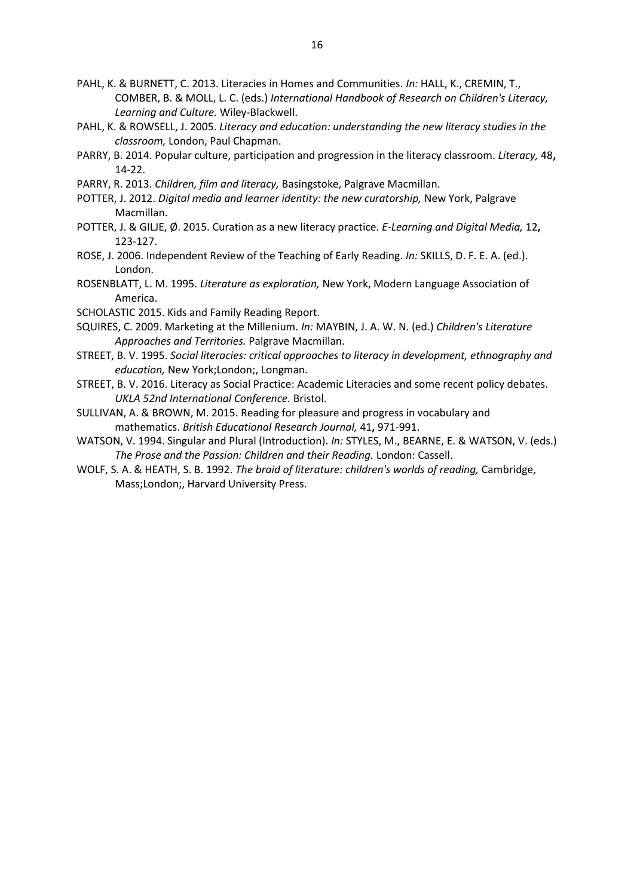PAHL, K. & BURNETT, C. 2013. Literacies in Homes and Communities. *In:* HALL, K., CREMIN, T., COMBER, B. & MOLL, L. C. (eds.) *International Handbook of Research on Children's Literacy, Learning and Culture.* Wiley-Blackwell.

PAHL, K. & ROWSELL, J. 2005. *Literacy and education: understanding the new literacy studies in the classroom,* London, Paul Chapman.

PARRY, B. 2014. Popular culture, participation and progression in the literacy classroom. *Literacy,* 48**,** 14-22.

PARRY, R. 2013. *Children, film and literacy,* Basingstoke, Palgrave Macmillan.

POTTER, J. 2012. *Digital media and learner identity: the new curatorship,* New York, Palgrave Macmillan.

POTTER, J. & GILJE, Ø. 2015. Curation as a new literacy practice. *E-Learning and Digital Media,* 12**,** 123-127.

ROSE, J. 2006. Independent Review of the Teaching of Early Reading. *In:* SKILLS, D. F. E. A. (ed.). London.

ROSENBLATT, L. M. 1995. *Literature as exploration,* New York, Modern Language Association of America.

SCHOLASTIC 2015. Kids and Family Reading Report.

SQUIRES, C. 2009. Marketing at the Millenium. *In:* MAYBIN, J. A. W. N. (ed.) *Children's Literature Approaches and Territories.* Palgrave Macmillan.

STREET, B. V. 1995. *Social literacies: critical approaches to literacy in development, ethnography and education,* New York;London;, Longman.

STREET, B. V. 2016. Literacy as Social Practice: Academic Literacies and some recent policy debates. *UKLA 52nd International Conference.* Bristol.

SULLIVAN, A. & BROWN, M. 2015. Reading for pleasure and progress in vocabulary and mathematics. *British Educational Research Journal,* 41**,** 971-991.

WATSON, V. 1994. Singular and Plural (Introduction). *In:* STYLES, M., BEARNE, E. & WATSON, V. (eds.) *The Prose and the Passion: Children and their Reading.* London: Cassell.

WOLF, S. A. & HEATH, S. B. 1992. *The braid of literature: children's worlds of reading,* Cambridge, Mass;London;, Harvard University Press.